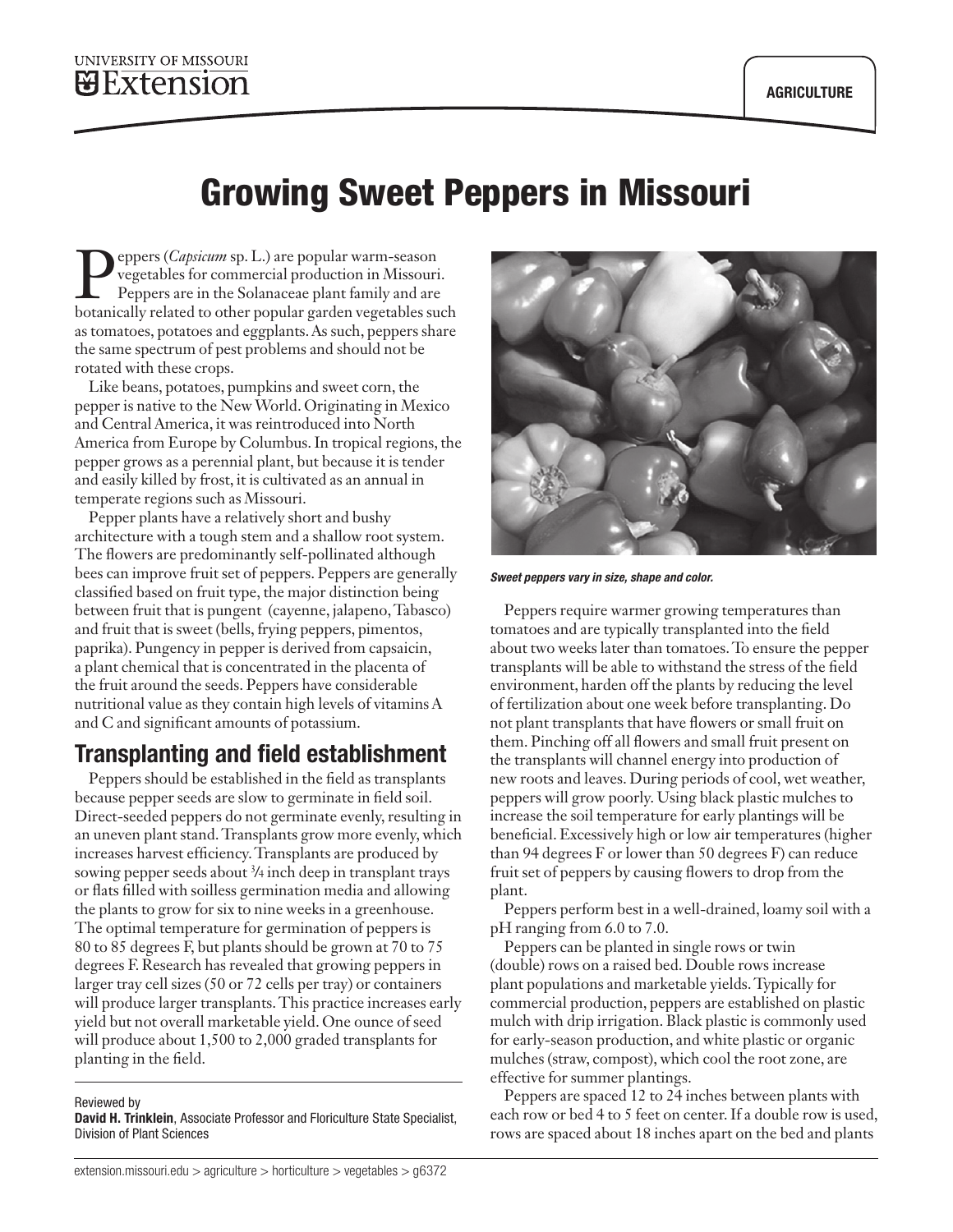# Growing Sweet Peppers in Missouri

Peppers (*Capsicum* sp. L.) are popular warm-season vegetables for commercial production in Missouri. Peppers are in the Solanaceae plant family and are botanically related to other popular garden vegetables such as tomatoes, potatoes and eggplants. As such, peppers share the same spectrum of pest problems and should not be rotated with these crops.

Like beans, potatoes, pumpkins and sweet corn, the pepper is native to the New World. Originating in Mexico and Central America, it was reintroduced into North America from Europe by Columbus. In tropical regions, the pepper grows as a perennial plant, but because it is tender and easily killed by frost, it is cultivated as an annual in temperate regions such as Missouri.

Pepper plants have a relatively short and bushy architecture with a tough stem and a shallow root system. The flowers are predominantly self-pollinated although bees can improve fruit set of peppers. Peppers are generally classified based on fruit type, the major distinction being between fruit that is pungent (cayenne, jalapeno, Tabasco) and fruit that is sweet (bells, frying peppers, pimentos, paprika). Pungency in pepper is derived from capsaicin, a plant chemical that is concentrated in the placenta of the fruit around the seeds. Peppers have considerable nutritional value as they contain high levels of vitamins A and C and significant amounts of potassium.

## Transplanting and field establishment

Peppers should be established in the field as transplants because pepper seeds are slow to germinate in field soil. Direct-seeded peppers do not germinate evenly, resulting in an uneven plant stand. Transplants grow more evenly, which increases harvest efficiency. Transplants are produced by sowing pepper seeds about ¾ inch deep in transplant trays or flats filled with soilless germination media and allowing the plants to grow for six to nine weeks in a greenhouse. The optimal temperature for germination of peppers is 80 to 85 degrees F, but plants should be grown at 70 to 75 degrees F. Research has revealed that growing peppers in larger tray cell sizes (50 or 72 cells per tray) or containers will produce larger transplants. This practice increases early yield but not overall marketable yield. One ounce of seed will produce about 1,500 to 2,000 graded transplants for planting in the field.

Reviewed by
**David H. Trinklein**, Associate Professor and Floriculture State Specialist, Division of Plant Sciences

*Sweet peppers vary in size, shape and color.*

Peppers require warmer growing temperatures than tomatoes and are typically transplanted into the field about two weeks later than tomatoes. To ensure the pepper transplants will be able to withstand the stress of the field environment, harden off the plants by reducing the level of fertilization about one week before transplanting. Do not plant transplants that have flowers or small fruit on them. Pinching off all flowers and small fruit present on the transplants will channel energy into production of new roots and leaves. During periods of cool, wet weather, peppers will grow poorly. Using black plastic mulches to increase the soil temperature for early plantings will be beneficial. Excessively high or low air temperatures (higher than 94 degrees F or lower than 50 degrees F) can reduce fruit set of peppers by causing flowers to drop from the plant.

Peppers perform best in a well-drained, loamy soil with a pH ranging from 6.0 to 7.0.

Peppers can be planted in single rows or twin (double) rows on a raised bed. Double rows increase plant populations and marketable yields. Typically for commercial production, peppers are established on plastic mulch with drip irrigation. Black plastic is commonly used for early-season production, and white plastic or organic mulches (straw, compost), which cool the root zone, are effective for summer plantings.

Peppers are spaced 12 to 24 inches between plants with each row or bed 4 to 5 feet on center. If a double row is used, rows are spaced about 18 inches apart on the bed and plants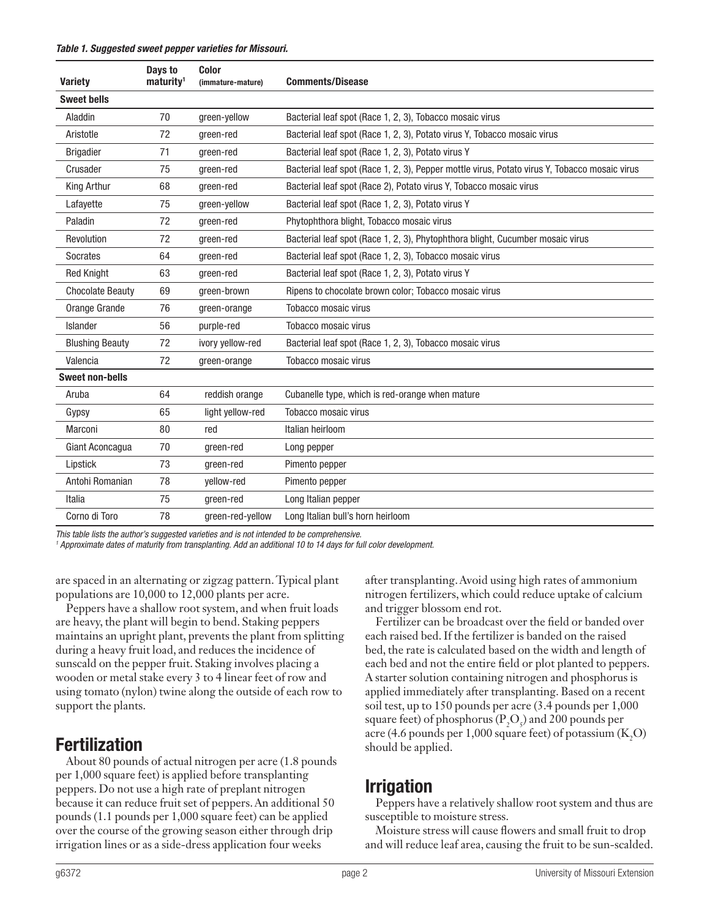*Table 1. Suggested sweet pepper varieties for Missouri.*

| Variety | Days to maturity[1] | Color (immature-mature) | Comments/Disease |
|---|---|---|---|
| **Sweet bells** | | | |
| Aladdin | 70 | green-yellow | Bacterial leaf spot (Race 1, 2, 3), Tobacco mosaic virus |
| Aristotle | 72 | green-red | Bacterial leaf spot (Race 1, 2, 3), Potato virus Y, Tobacco mosaic virus |
| Brigadier | 71 | green-red | Bacterial leaf spot (Race 1, 2, 3), Potato virus Y |
| Crusader | 75 | green-red | Bacterial leaf spot (Race 1, 2, 3), Pepper mottle virus, Potato virus Y, Tobacco mosaic virus |
| King Arthur | 68 | green-red | Bacterial leaf spot (Race 2), Potato virus Y, Tobacco mosaic virus |
| Lafayette | 75 | green-yellow | Bacterial leaf spot (Race 1, 2, 3), Potato virus Y |
| Paladin | 72 | green-red | Phytophthora blight, Tobacco mosaic virus |
| Revolution | 72 | green-red | Bacterial leaf spot (Race 1, 2, 3), Phytophthora blight, Cucumber mosaic virus |
| Socrates | 64 | green-red | Bacterial leaf spot (Race 1, 2, 3), Tobacco mosaic virus |
| Red Knight | 63 | green-red | Bacterial leaf spot (Race 1, 2, 3), Potato virus Y |
| Chocolate Beauty | 69 | green-brown | Ripens to chocolate brown color; Tobacco mosaic virus |
| Orange Grande | 76 | green-orange | Tobacco mosaic virus |
| Islander | 56 | purple-red | Tobacco mosaic virus |
| Blushing Beauty | 72 | ivory yellow-red | Bacterial leaf spot (Race 1, 2, 3), Tobacco mosaic virus |
| Valencia | 72 | green-orange | Tobacco mosaic virus |
| **Sweet non-bells** | | | |
| Aruba | 64 | reddish orange | Cubanelle type, which is red-orange when mature |
| Gypsy | 65 | light yellow-red | Tobacco mosaic virus |
| Marconi | 80 | red | Italian heirloom |
| Giant Aconcagua | 70 | green-red | Long pepper |
| Lipstick | 73 | green-red | Pimento pepper |
| Antohi Romanian | 78 | yellow-red | Pimento pepper |
| Italia | 75 | green-red | Long Italian pepper |
| Corno di Toro | 78 | green-red-yellow | Long Italian bull's horn heirloom |

*This table lists the author's suggested varieties and is not intended to be comprehensive.*

*[1] Approximate dates of maturity from transplanting. Add an additional 10 to 14 days for full color development.*

are spaced in an alternating or zigzag pattern. Typical plant populations are 10,000 to 12,000 plants per acre.

Peppers have a shallow root system, and when fruit loads are heavy, the plant will begin to bend. Staking peppers maintains an upright plant, prevents the plant from splitting during a heavy fruit load, and reduces the incidence of sunscald on the pepper fruit. Staking involves placing a wooden or metal stake every 3 to 4 linear feet of row and using tomato (nylon) twine along the outside of each row to support the plants.

## Fertilization

About 80 pounds of actual nitrogen per acre (1.8 pounds per 1,000 square feet) is applied before transplanting peppers. Do not use a high rate of preplant nitrogen because it can reduce fruit set of peppers. An additional 50 pounds (1.1 pounds per 1,000 square feet) can be applied over the course of the growing season either through drip irrigation lines or as a side-dress application four weeks after transplanting. Avoid using high rates of ammonium nitrogen fertilizers, which could reduce uptake of calcium and trigger blossom end rot.

Fertilizer can be broadcast over the field or banded over each raised bed. If the fertilizer is banded on the raised bed, the rate is calculated based on the width and length of each bed and not the entire field or plot planted to peppers. A starter solution containing nitrogen and phosphorus is applied immediately after transplanting. Based on a recent soil test, up to 150 pounds per acre (3.4 pounds per 1,000 square feet) of phosphorus ($P_2O_5$) and 200 pounds per acre (4.6 pounds per 1,000 square feet) of potassium ($K_2O$) should be applied.

## Irrigation

Peppers have a relatively shallow root system and thus are susceptible to moisture stress.

Moisture stress will cause flowers and small fruit to drop and will reduce leaf area, causing the fruit to be sun-scalded.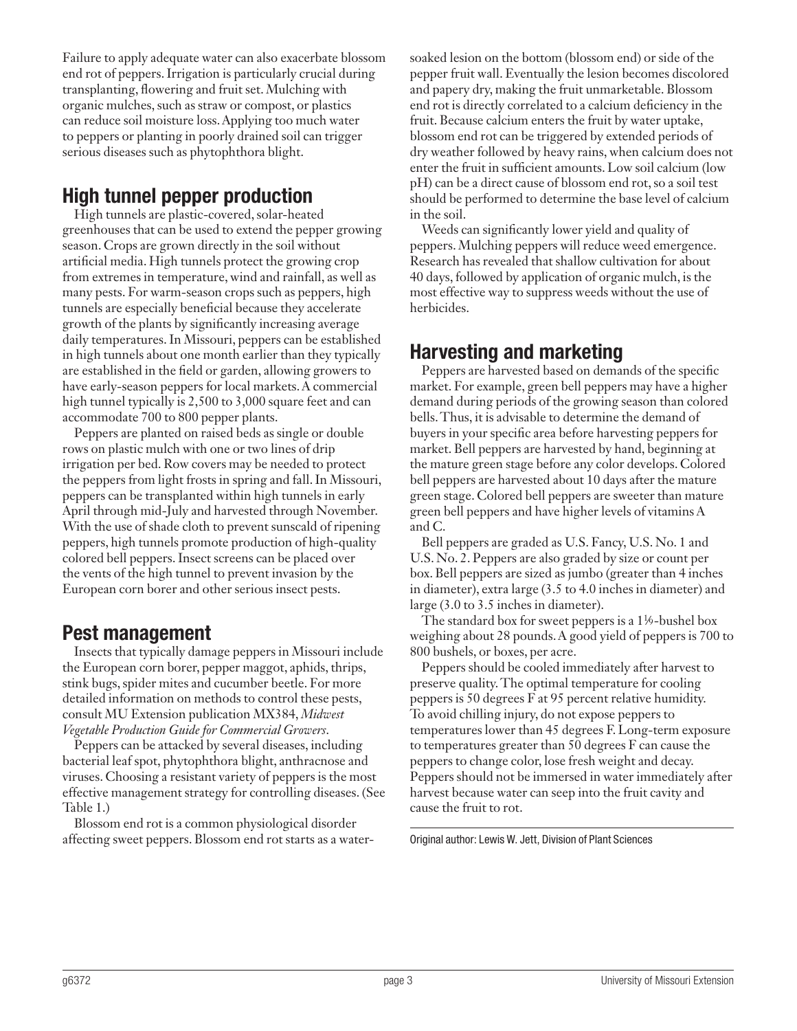Failure to apply adequate water can also exacerbate blossom end rot of peppers. Irrigation is particularly crucial during transplanting, flowering and fruit set. Mulching with organic mulches, such as straw or compost, or plastics can reduce soil moisture loss. Applying too much water to peppers or planting in poorly drained soil can trigger serious diseases such as phytophthora blight.

## High tunnel pepper production

High tunnels are plastic-covered, solar-heated greenhouses that can be used to extend the pepper growing season. Crops are grown directly in the soil without artificial media. High tunnels protect the growing crop from extremes in temperature, wind and rainfall, as well as many pests. For warm-season crops such as peppers, high tunnels are especially beneficial because they accelerate growth of the plants by significantly increasing average daily temperatures. In Missouri, peppers can be established in high tunnels about one month earlier than they typically are established in the field or garden, allowing growers to have early-season peppers for local markets. A commercial high tunnel typically is 2,500 to 3,000 square feet and can accommodate 700 to 800 pepper plants.

Peppers are planted on raised beds as single or double rows on plastic mulch with one or two lines of drip irrigation per bed. Row covers may be needed to protect the peppers from light frosts in spring and fall. In Missouri, peppers can be transplanted within high tunnels in early April through mid-July and harvested through November. With the use of shade cloth to prevent sunscald of ripening peppers, high tunnels promote production of high-quality colored bell peppers. Insect screens can be placed over the vents of the high tunnel to prevent invasion by the European corn borer and other serious insect pests.

## Pest management

Insects that typically damage peppers in Missouri include the European corn borer, pepper maggot, aphids, thrips, stink bugs, spider mites and cucumber beetle. For more detailed information on methods to control these pests, consult MU Extension publication MX384, *Midwest Vegetable Production Guide for Commercial Growers*.

Peppers can be attacked by several diseases, including bacterial leaf spot, phytophthora blight, anthracnose and viruses. Choosing a resistant variety of peppers is the most effective management strategy for controlling diseases. (See Table 1.)

Blossom end rot is a common physiological disorder affecting sweet peppers. Blossom end rot starts as a water-soaked lesion on the bottom (blossom end) or side of the pepper fruit wall. Eventually the lesion becomes discolored and papery dry, making the fruit unmarketable. Blossom end rot is directly correlated to a calcium deficiency in the fruit. Because calcium enters the fruit by water uptake, blossom end rot can be triggered by extended periods of dry weather followed by heavy rains, when calcium does not enter the fruit in sufficient amounts. Low soil calcium (low pH) can be a direct cause of blossom end rot, so a soil test should be performed to determine the base level of calcium in the soil.

Weeds can significantly lower yield and quality of peppers. Mulching peppers will reduce weed emergence. Research has revealed that shallow cultivation for about 40 days, followed by application of organic mulch, is the most effective way to suppress weeds without the use of herbicides.

## Harvesting and marketing

Peppers are harvested based on demands of the specific market. For example, green bell peppers may have a higher demand during periods of the growing season than colored bells. Thus, it is advisable to determine the demand of buyers in your specific area before harvesting peppers for market. Bell peppers are harvested by hand, beginning at the mature green stage before any color develops. Colored bell peppers are harvested about 10 days after the mature green stage. Colored bell peppers are sweeter than mature green bell peppers and have higher levels of vitamins A and C.

Bell peppers are graded as U.S. Fancy, U.S. No. 1 and U.S. No. 2. Peppers are also graded by size or count per box. Bell peppers are sized as jumbo (greater than 4 inches in diameter), extra large (3.5 to 4.0 inches in diameter) and large (3.0 to 3.5 inches in diameter).

The standard box for sweet peppers is a 1⅑-bushel box weighing about 28 pounds. A good yield of peppers is 700 to 800 bushels, or boxes, per acre.

Peppers should be cooled immediately after harvest to preserve quality. The optimal temperature for cooling peppers is 50 degrees F at 95 percent relative humidity. To avoid chilling injury, do not expose peppers to temperatures lower than 45 degrees F. Long-term exposure to temperatures greater than 50 degrees F can cause the peppers to change color, lose fresh weight and decay. Peppers should not be immersed in water immediately after harvest because water can seep into the fruit cavity and cause the fruit to rot.

---

Original author: Lewis W. Jett, Division of Plant Sciences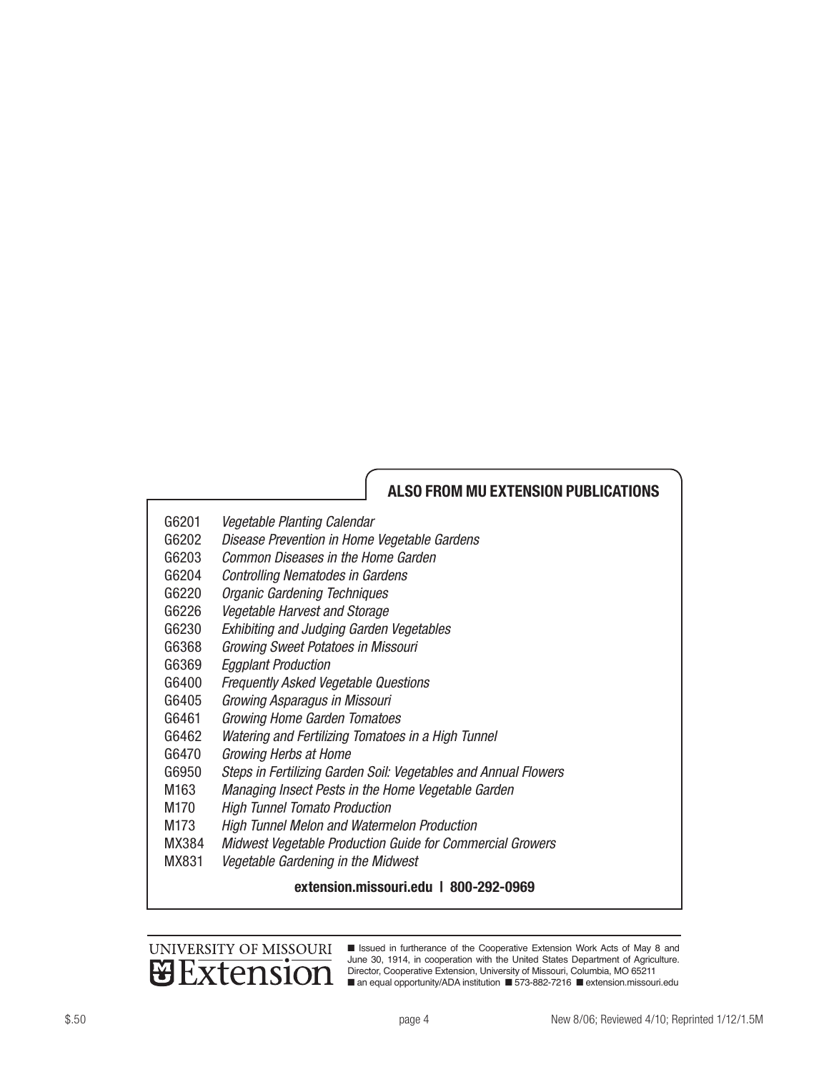## ALSO FROM MU EXTENSION PUBLICATIONS

G6201 *Vegetable Planting Calendar*
G6202 *Disease Prevention in Home Vegetable Gardens*
G6203 *Common Diseases in the Home Garden*
G6204 *Controlling Nematodes in Gardens*
G6220 *Organic Gardening Techniques*
G6226 *Vegetable Harvest and Storage*
G6230 *Exhibiting and Judging Garden Vegetables*
G6368 *Growing Sweet Potatoes in Missouri*
G6369 *Eggplant Production*
G6400 *Frequently Asked Vegetable Questions*
G6405 *Growing Asparagus in Missouri*
G6461 *Growing Home Garden Tomatoes*
G6462 *Watering and Fertilizing Tomatoes in a High Tunnel*
G6470 *Growing Herbs at Home*
G6950 *Steps in Fertilizing Garden Soil: Vegetables and Annual Flowers*
M163 *Managing Insect Pests in the Home Vegetable Garden*
M170 *High Tunnel Tomato Production*
M173 *High Tunnel Melon and Watermelon Production*
MX384 *Midwest Vegetable Production Guide for Commercial Growers*
MX831 *Vegetable Gardening in the Midwest*

**extension.missouri.edu | 800-292-0969**

UNIVERSITY OF MISSOURI
Extension

■ Issued in furtherance of the Cooperative Extension Work Acts of May 8 and June 30, 1914, in cooperation with the United States Department of Agriculture. Director, Cooperative Extension, University of Missouri, Columbia, MO 65211
■ an equal opportunity/ADA institution ■ 573-882-7216 ■ extension.missouri.edu

$.50

New 8/06; Reviewed 4/10; Reprinted 1/12/1.5M